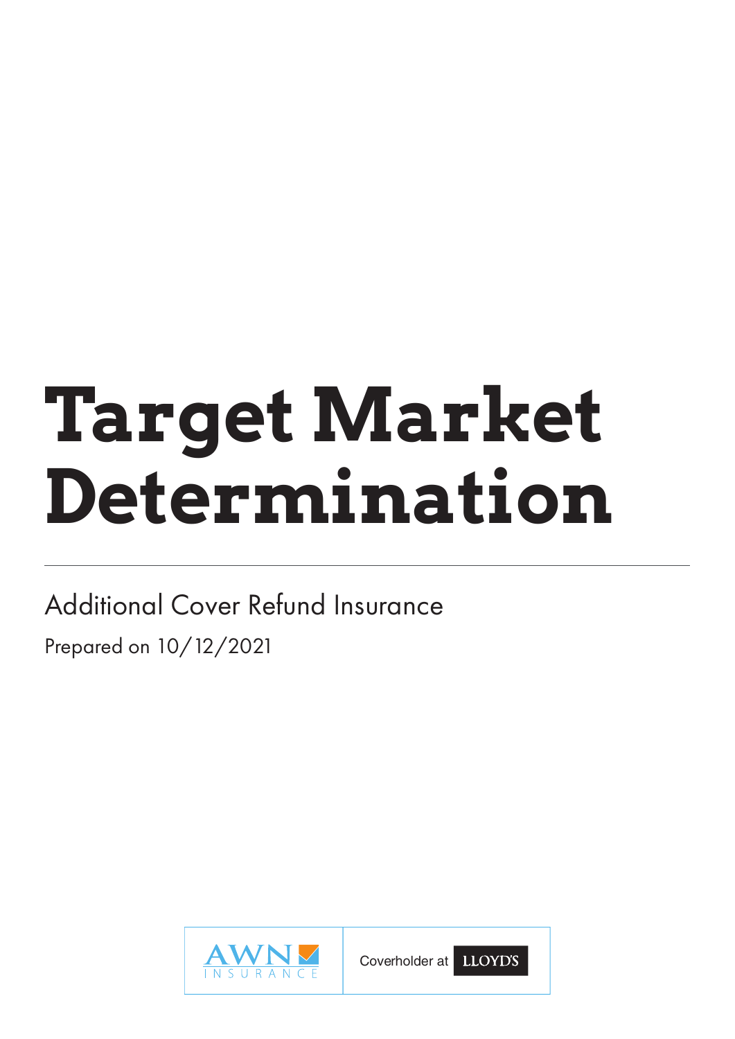# Target Market Determination

Additional Cover Refund Insurance

Prepared on 10/12/2021

AWN INSURANCE

Coverholder at LLOYD'S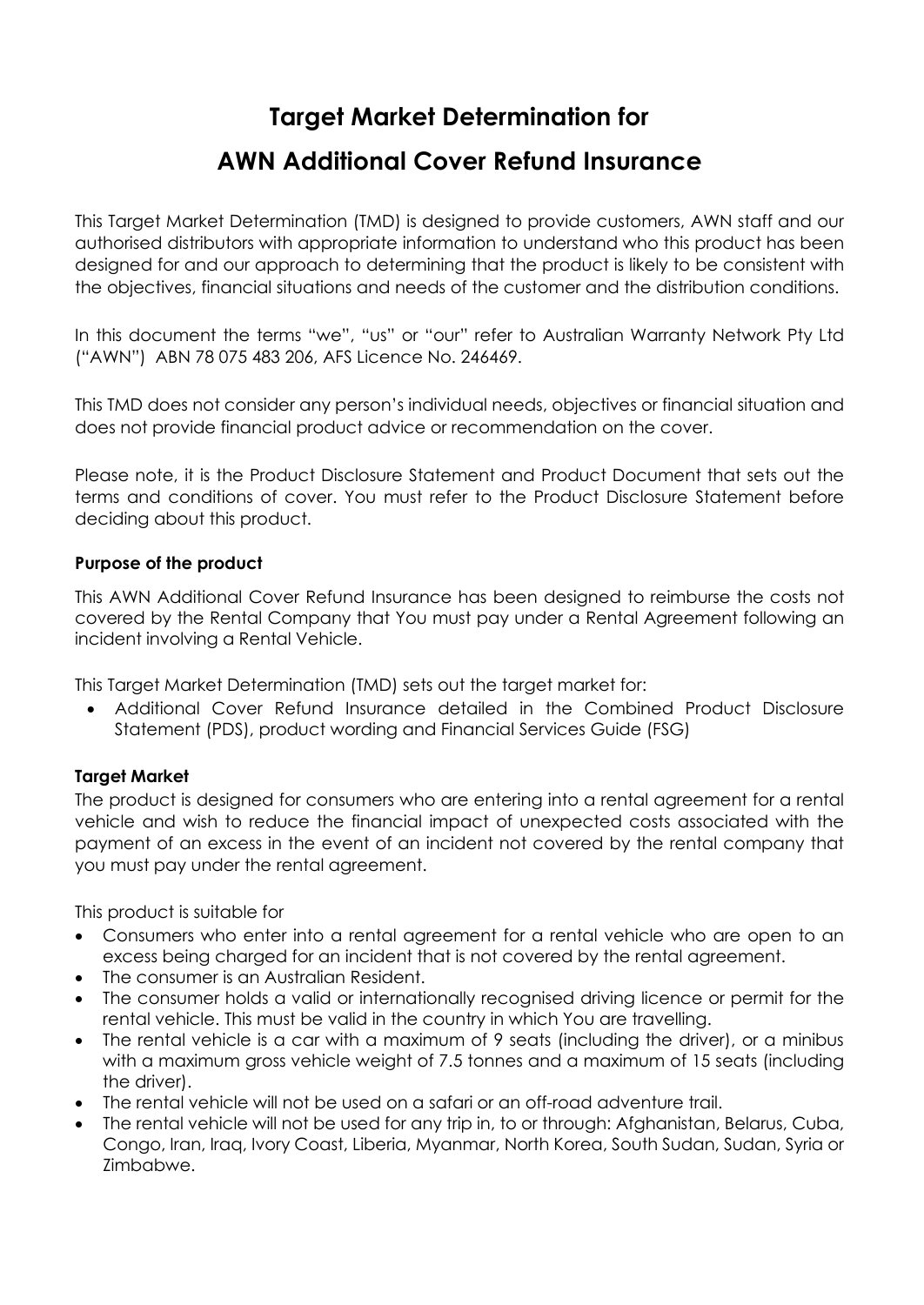# Target Market Determination for

# AWN Additional Cover Refund Insurance

This Target Market Determination (TMD) is designed to provide customers, AWN staff and our authorised distributors with appropriate information to understand who this product has been designed for and our approach to determining that the product is likely to be consistent with the objectives, financial situations and needs of the customer and the distribution conditions.

In this document the terms "we", "us" or "our" refer to Australian Warranty Network Pty Ltd ("AWN") ABN 78 075 483 206, AFS Licence No. 246469.

This TMD does not consider any person's individual needs, objectives or financial situation and does not provide financial product advice or recommendation on the cover.

Please note, it is the Product Disclosure Statement and Product Document that sets out the terms and conditions of cover. You must refer to the Product Disclosure Statement before deciding about this product.

**Purpose of the product**

This AWN Additional Cover Refund Insurance has been designed to reimburse the costs not covered by the Rental Company that You must pay under a Rental Agreement following an incident involving a Rental Vehicle.

This Target Market Determination (TMD) sets out the target market for:

- Additional Cover Refund Insurance detailed in the Combined Product Disclosure Statement (PDS), product wording and Financial Services Guide (FSG)

**Target Market**

The product is designed for consumers who are entering into a rental agreement for a rental vehicle and wish to reduce the financial impact of unexpected costs associated with the payment of an excess in the event of an incident not covered by the rental company that you must pay under the rental agreement.

This product is suitable for

- Consumers who enter into a rental agreement for a rental vehicle who are open to an excess being charged for an incident that is not covered by the rental agreement.
- The consumer is an Australian Resident.
- The consumer holds a valid or internationally recognised driving licence or permit for the rental vehicle. This must be valid in the country in which You are travelling.
- The rental vehicle is a car with a maximum of 9 seats (including the driver), or a minibus with a maximum gross vehicle weight of 7.5 tonnes and a maximum of 15 seats (including the driver).
- The rental vehicle will not be used on a safari or an off-road adventure trail.
- The rental vehicle will not be used for any trip in, to or through: Afghanistan, Belarus, Cuba, Congo, Iran, Iraq, Ivory Coast, Liberia, Myanmar, North Korea, South Sudan, Sudan, Syria or Zimbabwe.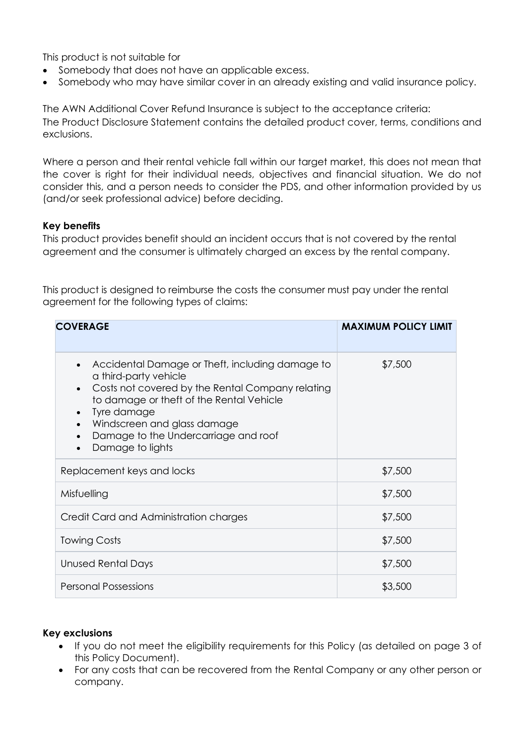This product is not suitable for

- Somebody that does not have an applicable excess.
- Somebody who may have similar cover in an already existing and valid insurance policy.

The AWN Additional Cover Refund Insurance is subject to the acceptance criteria:
The Product Disclosure Statement contains the detailed product cover, terms, conditions and exclusions.

Where a person and their rental vehicle fall within our target market, this does not mean that the cover is right for their individual needs, objectives and financial situation. We do not consider this, and a person needs to consider the PDS, and other information provided by us (and/or seek professional advice) before deciding.

**Key benefits**

This product provides benefit should an incident occurs that is not covered by the rental agreement and the consumer is ultimately charged an excess by the rental company.

This product is designed to reimburse the costs the consumer must pay under the rental agreement for the following types of claims:

| COVERAGE | MAXIMUM POLICY LIMIT |
| --- | --- |
| • Accidental Damage or Theft, including damage to a third-party vehicle<br>• Costs not covered by the Rental Company relating to damage or theft of the Rental Vehicle<br>• Tyre damage<br>• Windscreen and glass damage<br>• Damage to the Undercarriage and roof<br>• Damage to lights | $7,500 |
| Replacement keys and locks | $7,500 |
| Misfuelling | $7,500 |
| Credit Card and Administration charges | $7,500 |
| Towing Costs | $7,500 |
| Unused Rental Days | $7,500 |
| Personal Possessions | $3,500 |

**Key exclusions**

- If you do not meet the eligibility requirements for this Policy (as detailed on page 3 of this Policy Document).
- For any costs that can be recovered from the Rental Company or any other person or company.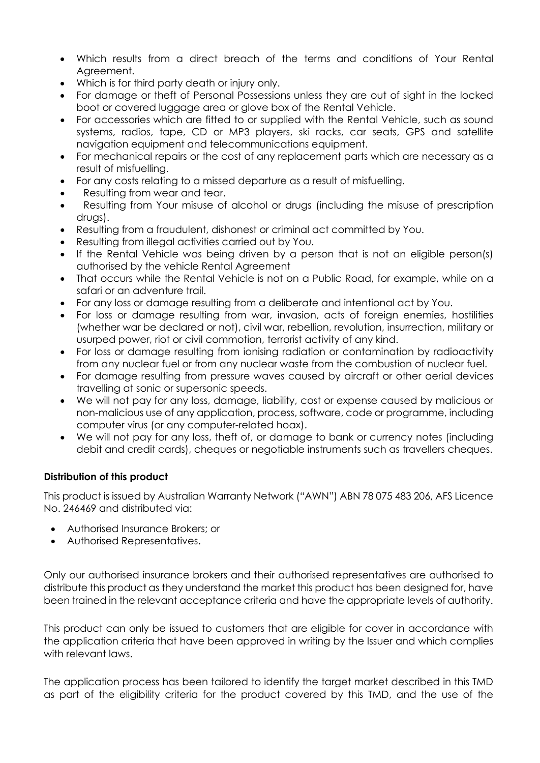- Which results from a direct breach of the terms and conditions of Your Rental Agreement.
- Which is for third party death or injury only.
- For damage or theft of Personal Possessions unless they are out of sight in the locked boot or covered luggage area or glove box of the Rental Vehicle.
- For accessories which are fitted to or supplied with the Rental Vehicle, such as sound systems, radios, tape, CD or MP3 players, ski racks, car seats, GPS and satellite navigation equipment and telecommunications equipment.
- For mechanical repairs or the cost of any replacement parts which are necessary as a result of misfuelling.
- For any costs relating to a missed departure as a result of misfuelling.
- Resulting from wear and tear.
- Resulting from Your misuse of alcohol or drugs (including the misuse of prescription drugs).
- Resulting from a fraudulent, dishonest or criminal act committed by You.
- Resulting from illegal activities carried out by You.
- If the Rental Vehicle was being driven by a person that is not an eligible person(s) authorised by the vehicle Rental Agreement
- That occurs while the Rental Vehicle is not on a Public Road, for example, while on a safari or an adventure trail.
- For any loss or damage resulting from a deliberate and intentional act by You.
- For loss or damage resulting from war, invasion, acts of foreign enemies, hostilities (whether war be declared or not), civil war, rebellion, revolution, insurrection, military or usurped power, riot or civil commotion, terrorist activity of any kind.
- For loss or damage resulting from ionising radiation or contamination by radioactivity from any nuclear fuel or from any nuclear waste from the combustion of nuclear fuel.
- For damage resulting from pressure waves caused by aircraft or other aerial devices travelling at sonic or supersonic speeds.
- We will not pay for any loss, damage, liability, cost or expense caused by malicious or non-malicious use of any application, process, software, code or programme, including computer virus (or any computer-related hoax).
- We will not pay for any loss, theft of, or damage to bank or currency notes (including debit and credit cards), cheques or negotiable instruments such as travellers cheques.

**Distribution of this product**

This product is issued by Australian Warranty Network ("AWN") ABN 78 075 483 206, AFS Licence No. 246469 and distributed via:

- Authorised Insurance Brokers; or
- Authorised Representatives.

Only our authorised insurance brokers and their authorised representatives are authorised to distribute this product as they understand the market this product has been designed for, have been trained in the relevant acceptance criteria and have the appropriate levels of authority.

This product can only be issued to customers that are eligible for cover in accordance with the application criteria that have been approved in writing by the Issuer and which complies with relevant laws.

The application process has been tailored to identify the target market described in this TMD as part of the eligibility criteria for the product covered by this TMD, and the use of the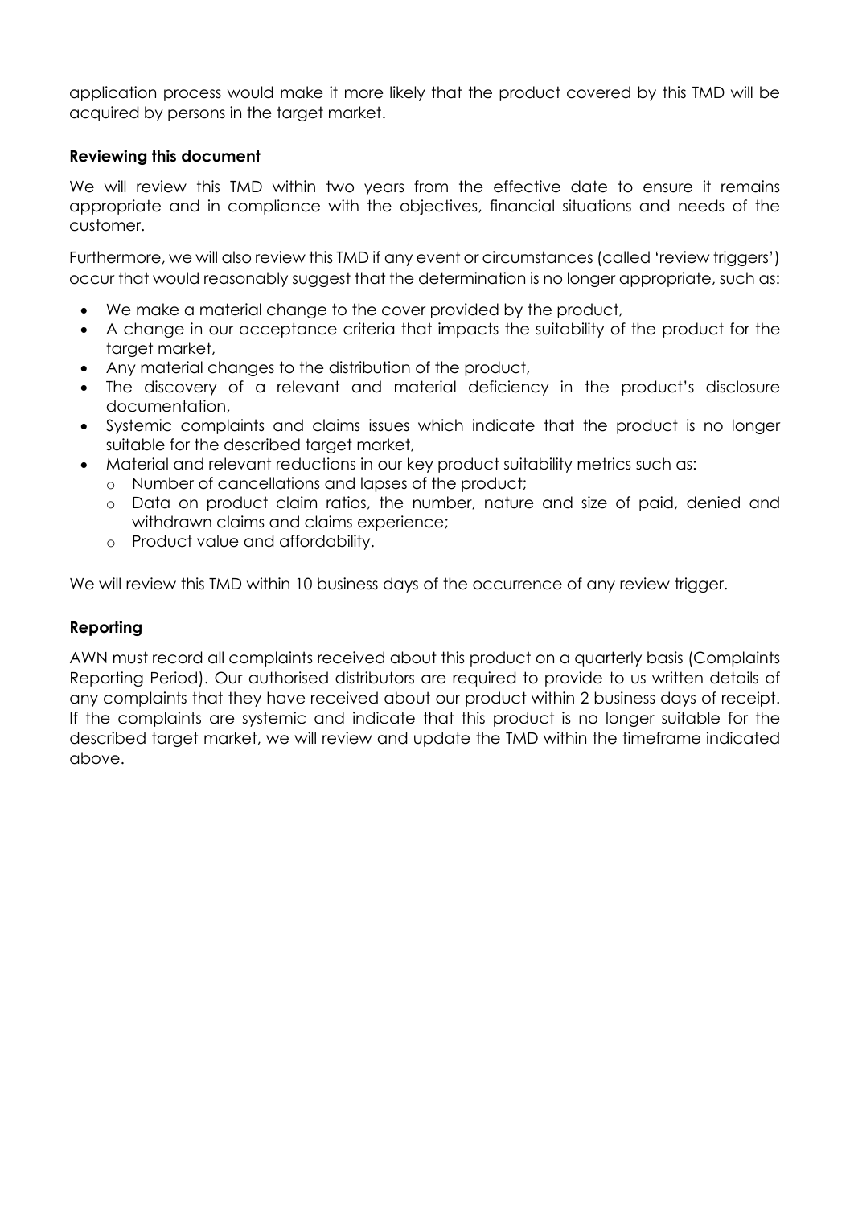application process would make it more likely that the product covered by this TMD will be acquired by persons in the target market.

**Reviewing this document**

We will review this TMD within two years from the effective date to ensure it remains appropriate and in compliance with the objectives, financial situations and needs of the customer.

Furthermore, we will also review this TMD if any event or circumstances (called 'review triggers') occur that would reasonably suggest that the determination is no longer appropriate, such as:

- We make a material change to the cover provided by the product,
- A change in our acceptance criteria that impacts the suitability of the product for the target market,
- Any material changes to the distribution of the product,
- The discovery of a relevant and material deficiency in the product's disclosure documentation,
- Systemic complaints and claims issues which indicate that the product is no longer suitable for the described target market,
- Material and relevant reductions in our key product suitability metrics such as:
  - Number of cancellations and lapses of the product;
  - Data on product claim ratios, the number, nature and size of paid, denied and withdrawn claims and claims experience;
  - Product value and affordability.

We will review this TMD within 10 business days of the occurrence of any review trigger.

**Reporting**

AWN must record all complaints received about this product on a quarterly basis (Complaints Reporting Period). Our authorised distributors are required to provide to us written details of any complaints that they have received about our product within 2 business days of receipt. If the complaints are systemic and indicate that this product is no longer suitable for the described target market, we will review and update the TMD within the timeframe indicated above.